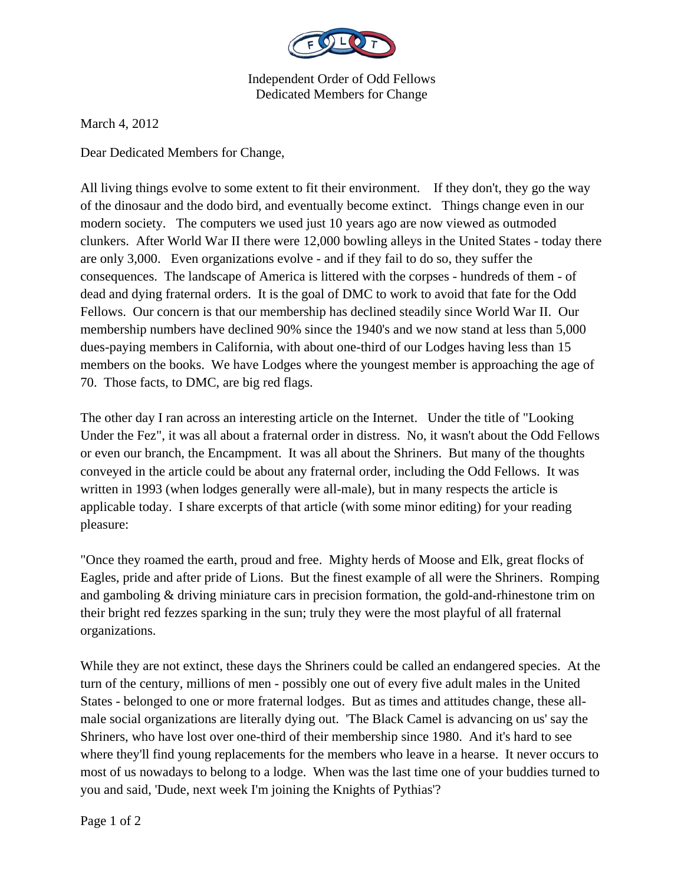Independent Order of Odd Fellows
Dedicated Members for Change

March 4, 2012

Dear Dedicated Members for Change,

All living things evolve to some extent to fit their environment. If they don't, they go the way of the dinosaur and the dodo bird, and eventually become extinct. Things change even in our modern society. The computers we used just 10 years ago are now viewed as outmoded clunkers. After World War II there were 12,000 bowling alleys in the United States - today there are only 3,000. Even organizations evolve - and if they fail to do so, they suffer the consequences. The landscape of America is littered with the corpses - hundreds of them - of dead and dying fraternal orders. It is the goal of DMC to work to avoid that fate for the Odd Fellows. Our concern is that our membership has declined steadily since World War II. Our membership numbers have declined 90% since the 1940's and we now stand at less than 5,000 dues-paying members in California, with about one-third of our Lodges having less than 15 members on the books. We have Lodges where the youngest member is approaching the age of 70. Those facts, to DMC, are big red flags.

The other day I ran across an interesting article on the Internet. Under the title of "Looking Under the Fez", it was all about a fraternal order in distress. No, it wasn't about the Odd Fellows or even our branch, the Encampment. It was all about the Shriners. But many of the thoughts conveyed in the article could be about any fraternal order, including the Odd Fellows. It was written in 1993 (when lodges generally were all-male), but in many respects the article is applicable today. I share excerpts of that article (with some minor editing) for your reading pleasure:

"Once they roamed the earth, proud and free. Mighty herds of Moose and Elk, great flocks of Eagles, pride and after pride of Lions. But the finest example of all were the Shriners. Romping and gamboling & driving miniature cars in precision formation, the gold-and-rhinestone trim on their bright red fezzes sparking in the sun; truly they were the most playful of all fraternal organizations.

While they are not extinct, these days the Shriners could be called an endangered species. At the turn of the century, millions of men - possibly one out of every five adult males in the United States - belonged to one or more fraternal lodges. But as times and attitudes change, these all-male social organizations are literally dying out. 'The Black Camel is advancing on us' say the Shriners, who have lost over one-third of their membership since 1980. And it's hard to see where they'll find young replacements for the members who leave in a hearse. It never occurs to most of us nowadays to belong to a lodge. When was the last time one of your buddies turned to you and said, 'Dude, next week I'm joining the Knights of Pythias'?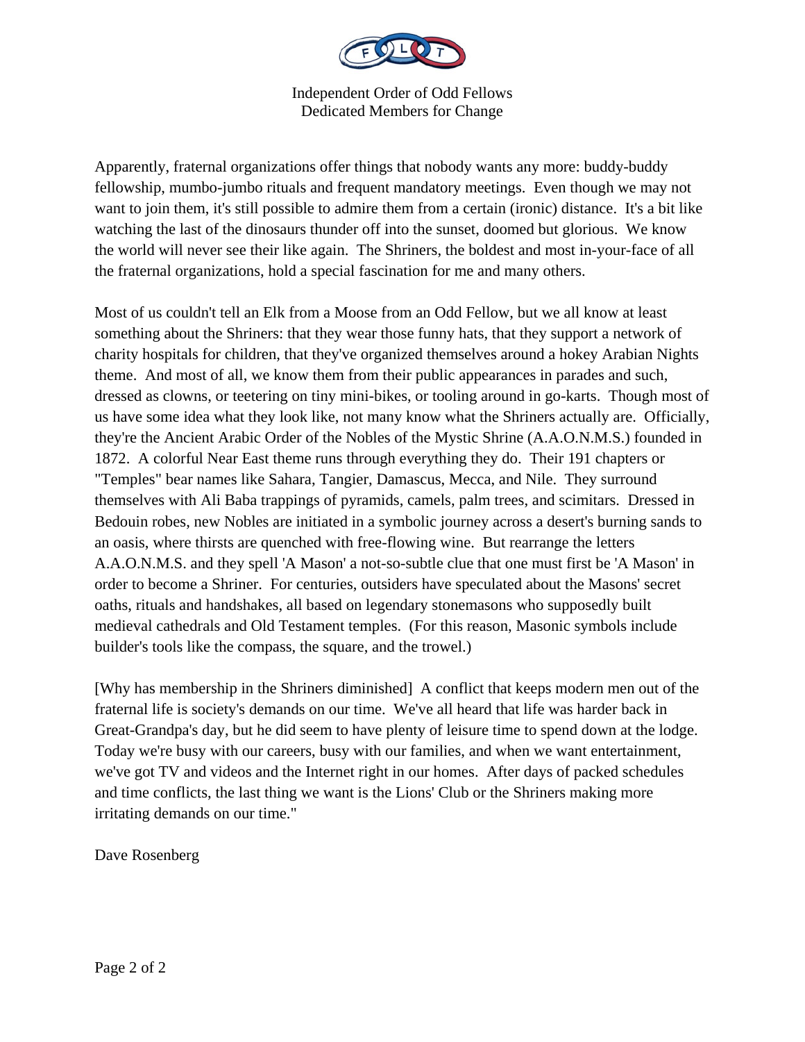Independent Order of Odd Fellows
Dedicated Members for Change

Apparently, fraternal organizations offer things that nobody wants any more: buddy-buddy fellowship, mumbo-jumbo rituals and frequent mandatory meetings. Even though we may not want to join them, it's still possible to admire them from a certain (ironic) distance. It's a bit like watching the last of the dinosaurs thunder off into the sunset, doomed but glorious. We know the world will never see their like again. The Shriners, the boldest and most in-your-face of all the fraternal organizations, hold a special fascination for me and many others.

Most of us couldn't tell an Elk from a Moose from an Odd Fellow, but we all know at least something about the Shriners: that they wear those funny hats, that they support a network of charity hospitals for children, that they've organized themselves around a hokey Arabian Nights theme. And most of all, we know them from their public appearances in parades and such, dressed as clowns, or teetering on tiny mini-bikes, or tooling around in go-karts. Though most of us have some idea what they look like, not many know what the Shriners actually are. Officially, they're the Ancient Arabic Order of the Nobles of the Mystic Shrine (A.A.O.N.M.S.) founded in 1872. A colorful Near East theme runs through everything they do. Their 191 chapters or "Temples" bear names like Sahara, Tangier, Damascus, Mecca, and Nile. They surround themselves with Ali Baba trappings of pyramids, camels, palm trees, and scimitars. Dressed in Bedouin robes, new Nobles are initiated in a symbolic journey across a desert's burning sands to an oasis, where thirsts are quenched with free-flowing wine. But rearrange the letters A.A.O.N.M.S. and they spell 'A Mason' a not-so-subtle clue that one must first be 'A Mason' in order to become a Shriner. For centuries, outsiders have speculated about the Masons' secret oaths, rituals and handshakes, all based on legendary stonemasons who supposedly built medieval cathedrals and Old Testament temples. (For this reason, Masonic symbols include builder's tools like the compass, the square, and the trowel.)

[Why has membership in the Shriners diminished] A conflict that keeps modern men out of the fraternal life is society's demands on our time. We've all heard that life was harder back in Great-Grandpa's day, but he did seem to have plenty of leisure time to spend down at the lodge. Today we're busy with our careers, busy with our families, and when we want entertainment, we've got TV and videos and the Internet right in our homes. After days of packed schedules and time conflicts, the last thing we want is the Lions' Club or the Shriners making more irritating demands on our time."

Dave Rosenberg